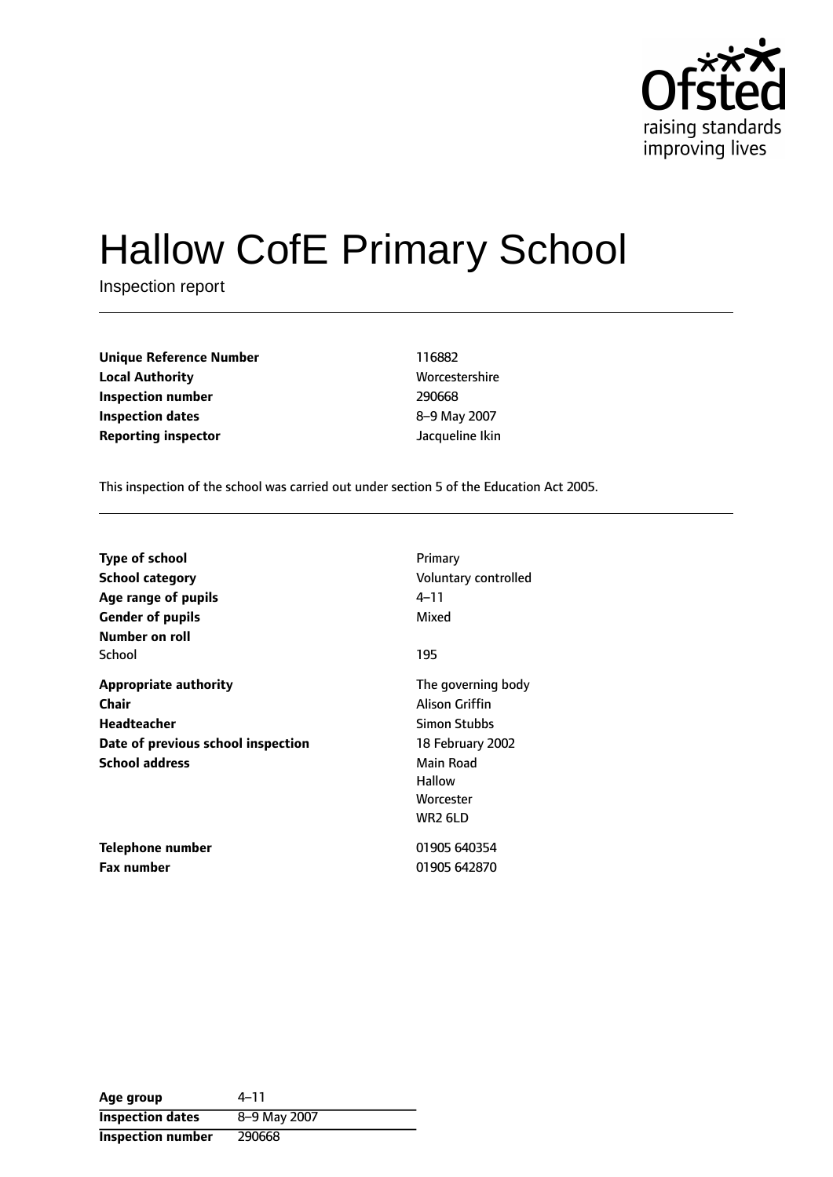# Hallow CofE Primary School

Inspection report

| | |
|---|---|
| **Unique Reference Number** | 116882 |
| **Local Authority** | Worcestershire |
| **Inspection number** | 290668 |
| **Inspection dates** | 8–9 May 2007 |
| **Reporting inspector** | Jacqueline Ikin |

This inspection of the school was carried out under section 5 of the Education Act 2005.

| | |
|---|---|
| **Type of school** | Primary |
| **School category** | Voluntary controlled |
| **Age range of pupils** | 4–11 |
| **Gender of pupils** | Mixed |
| **Number on roll** | |
| School | 195 |
| **Appropriate authority** | The governing body |
| **Chair** | Alison Griffin |
| **Headteacher** | Simon Stubbs |
| **Date of previous school inspection** | 18 February 2002 |
| **School address** | Main Road<br>Hallow<br>Worcester<br>WR2 6LD |
| **Telephone number** | 01905 640354 |
| **Fax number** | 01905 642870 |

| | |
|---|---|
| **Age group** | 4–11 |
| **Inspection dates** | 8–9 May 2007 |
| **Inspection number** | 290668 |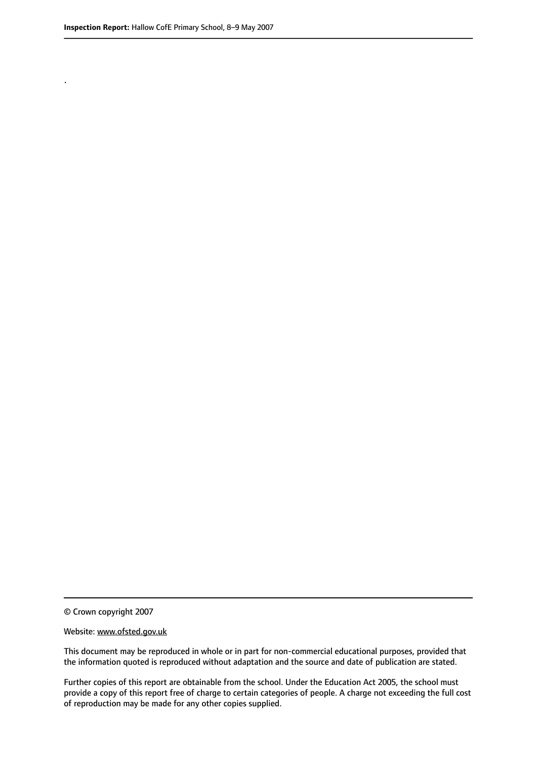.

© Crown copyright 2007

Website: www.ofsted.gov.uk

This document may be reproduced in whole or in part for non-commercial educational purposes, provided that the information quoted is reproduced without adaptation and the source and date of publication are stated.

Further copies of this report are obtainable from the school. Under the Education Act 2005, the school must provide a copy of this report free of charge to certain categories of people. A charge not exceeding the full cost of reproduction may be made for any other copies supplied.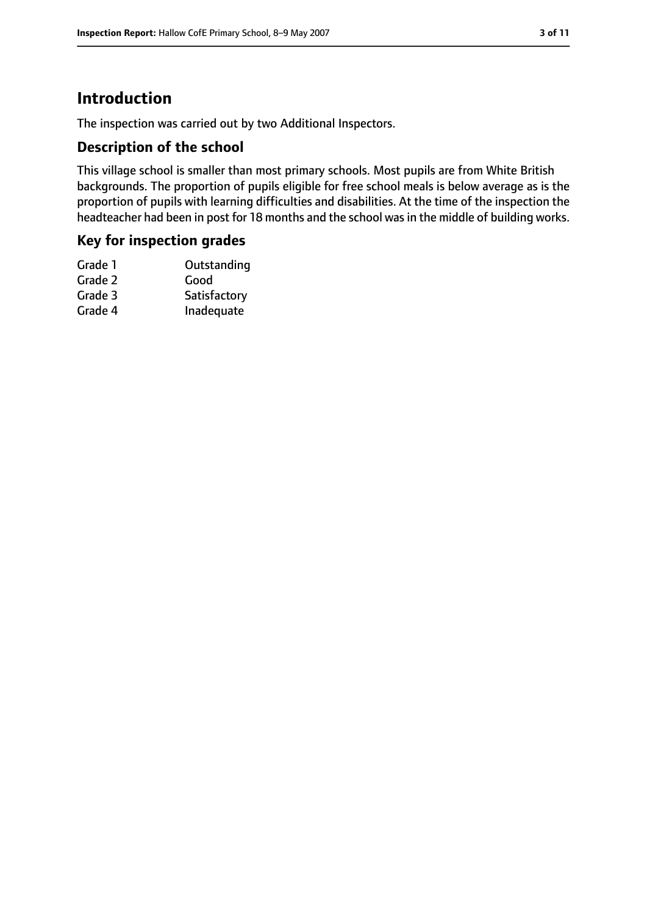# Introduction

The inspection was carried out by two Additional Inspectors.

## Description of the school

This village school is smaller than most primary schools. Most pupils are from White British backgrounds. The proportion of pupils eligible for free school meals is below average as is the proportion of pupils with learning difficulties and disabilities. At the time of the inspection the headteacher had been in post for 18 months and the school was in the middle of building works.

## Key for inspection grades

| | |
|---|---|
| Grade 1 | Outstanding |
| Grade 2 | Good |
| Grade 3 | Satisfactory |
| Grade 4 | Inadequate |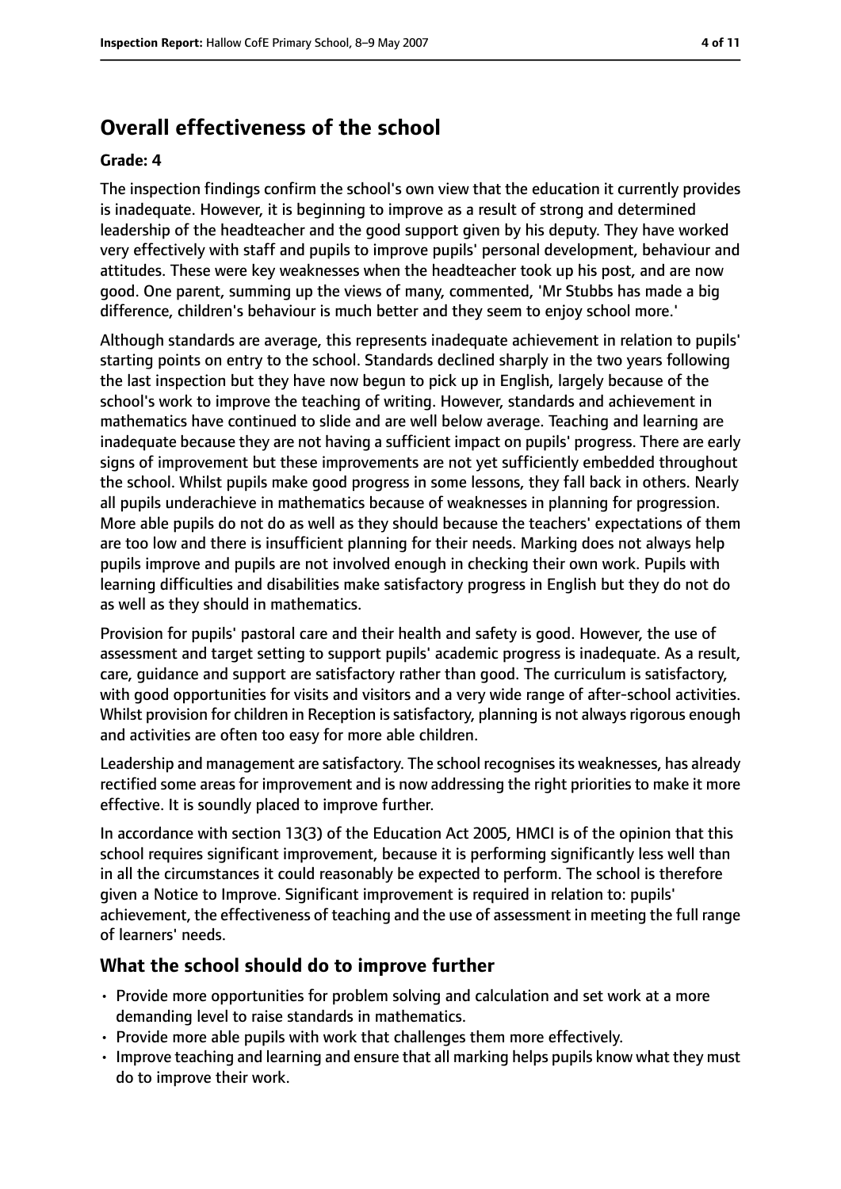## Overall effectiveness of the school

**Grade: 4**

The inspection findings confirm the school's own view that the education it currently provides is inadequate. However, it is beginning to improve as a result of strong and determined leadership of the headteacher and the good support given by his deputy. They have worked very effectively with staff and pupils to improve pupils' personal development, behaviour and attitudes. These were key weaknesses when the headteacher took up his post, and are now good. One parent, summing up the views of many, commented, 'Mr Stubbs has made a big difference, children's behaviour is much better and they seem to enjoy school more.'

Although standards are average, this represents inadequate achievement in relation to pupils' starting points on entry to the school. Standards declined sharply in the two years following the last inspection but they have now begun to pick up in English, largely because of the school's work to improve the teaching of writing. However, standards and achievement in mathematics have continued to slide and are well below average. Teaching and learning are inadequate because they are not having a sufficient impact on pupils' progress. There are early signs of improvement but these improvements are not yet sufficiently embedded throughout the school. Whilst pupils make good progress in some lessons, they fall back in others. Nearly all pupils underachieve in mathematics because of weaknesses in planning for progression. More able pupils do not do as well as they should because the teachers' expectations of them are too low and there is insufficient planning for their needs. Marking does not always help pupils improve and pupils are not involved enough in checking their own work. Pupils with learning difficulties and disabilities make satisfactory progress in English but they do not do as well as they should in mathematics.

Provision for pupils' pastoral care and their health and safety is good. However, the use of assessment and target setting to support pupils' academic progress is inadequate. As a result, care, guidance and support are satisfactory rather than good. The curriculum is satisfactory, with good opportunities for visits and visitors and a very wide range of after-school activities. Whilst provision for children in Reception is satisfactory, planning is not always rigorous enough and activities are often too easy for more able children.

Leadership and management are satisfactory. The school recognises its weaknesses, has already rectified some areas for improvement and is now addressing the right priorities to make it more effective. It is soundly placed to improve further.

In accordance with section 13(3) of the Education Act 2005, HMCI is of the opinion that this school requires significant improvement, because it is performing significantly less well than in all the circumstances it could reasonably be expected to perform. The school is therefore given a Notice to Improve. Significant improvement is required in relation to: pupils' achievement, the effectiveness of teaching and the use of assessment in meeting the full range of learners' needs.

### What the school should do to improve further

- Provide more opportunities for problem solving and calculation and set work at a more demanding level to raise standards in mathematics.
- Provide more able pupils with work that challenges them more effectively.
- Improve teaching and learning and ensure that all marking helps pupils know what they must do to improve their work.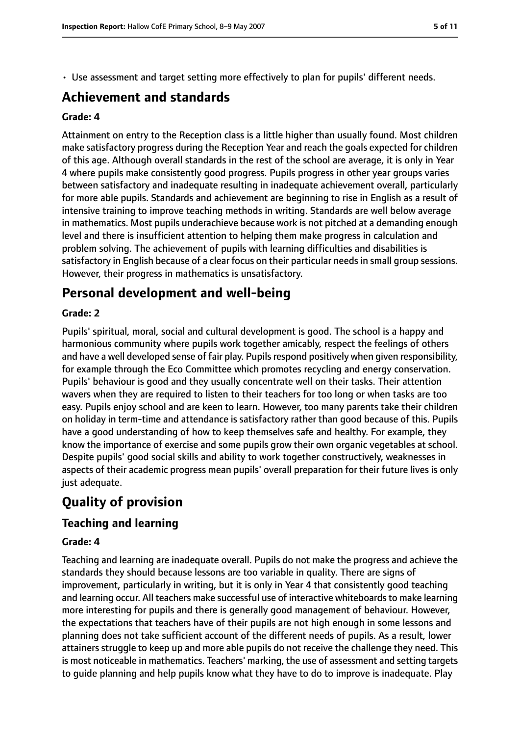- Use assessment and target setting more effectively to plan for pupils' different needs.

## Achievement and standards

### Grade: 4

Attainment on entry to the Reception class is a little higher than usually found. Most children make satisfactory progress during the Reception Year and reach the goals expected for children of this age. Although overall standards in the rest of the school are average, it is only in Year 4 where pupils make consistently good progress. Pupils progress in other year groups varies between satisfactory and inadequate resulting in inadequate achievement overall, particularly for more able pupils. Standards and achievement are beginning to rise in English as a result of intensive training to improve teaching methods in writing. Standards are well below average in mathematics. Most pupils underachieve because work is not pitched at a demanding enough level and there is insufficient attention to helping them make progress in calculation and problem solving. The achievement of pupils with learning difficulties and disabilities is satisfactory in English because of a clear focus on their particular needs in small group sessions. However, their progress in mathematics is unsatisfactory.

## Personal development and well-being

### Grade: 2

Pupils' spiritual, moral, social and cultural development is good. The school is a happy and harmonious community where pupils work together amicably, respect the feelings of others and have a well developed sense of fair play. Pupils respond positively when given responsibility, for example through the Eco Committee which promotes recycling and energy conservation. Pupils' behaviour is good and they usually concentrate well on their tasks. Their attention wavers when they are required to listen to their teachers for too long or when tasks are too easy. Pupils enjoy school and are keen to learn. However, too many parents take their children on holiday in term-time and attendance is satisfactory rather than good because of this. Pupils have a good understanding of how to keep themselves safe and healthy. For example, they know the importance of exercise and some pupils grow their own organic vegetables at school. Despite pupils' good social skills and ability to work together constructively, weaknesses in aspects of their academic progress mean pupils' overall preparation for their future lives is only just adequate.

# Quality of provision

## Teaching and learning

### Grade: 4

Teaching and learning are inadequate overall. Pupils do not make the progress and achieve the standards they should because lessons are too variable in quality. There are signs of improvement, particularly in writing, but it is only in Year 4 that consistently good teaching and learning occur. All teachers make successful use of interactive whiteboards to make learning more interesting for pupils and there is generally good management of behaviour. However, the expectations that teachers have of their pupils are not high enough in some lessons and planning does not take sufficient account of the different needs of pupils. As a result, lower attainers struggle to keep up and more able pupils do not receive the challenge they need. This is most noticeable in mathematics. Teachers' marking, the use of assessment and setting targets to guide planning and help pupils know what they have to do to improve is inadequate. Play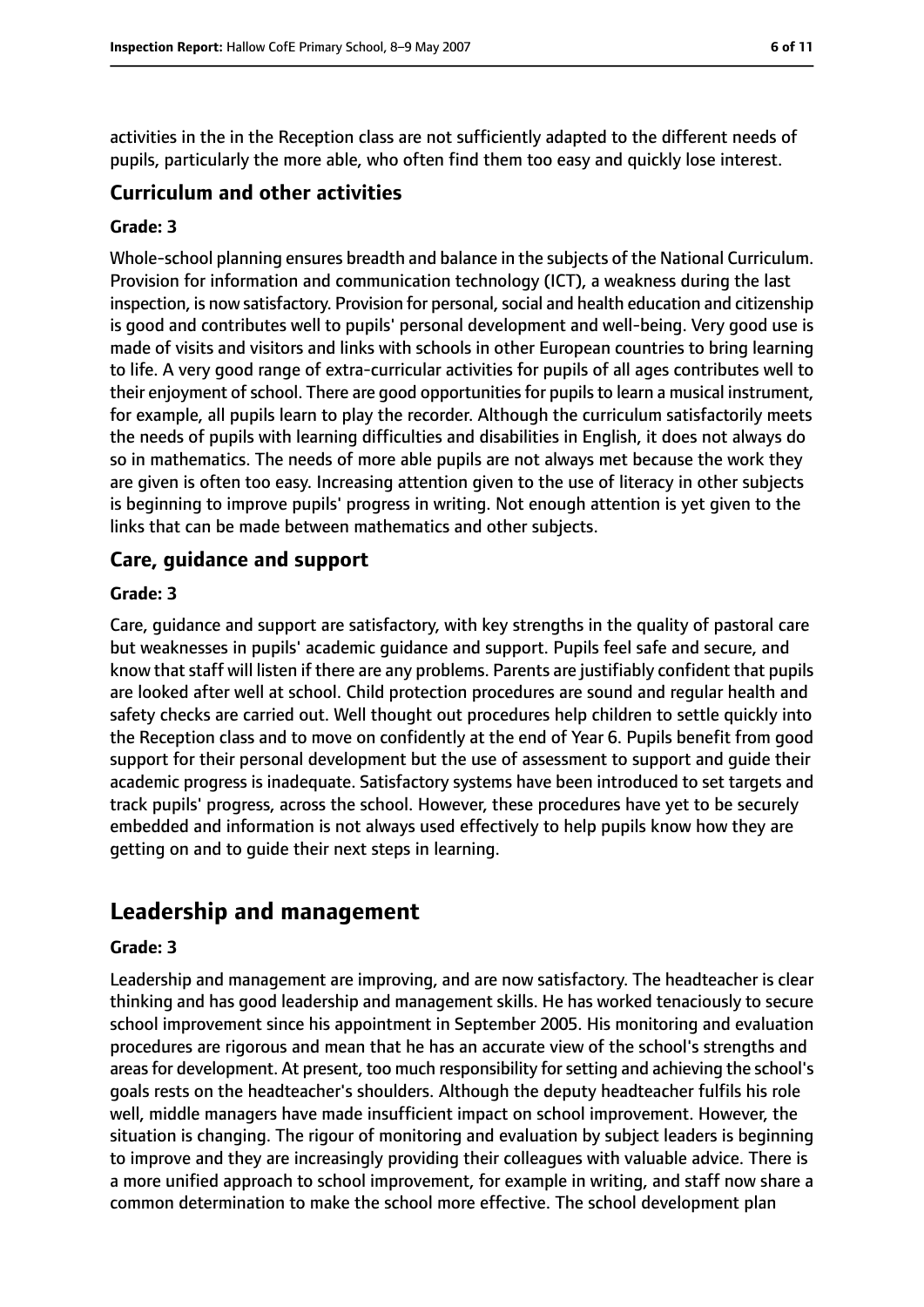activities in the in the Reception class are not sufficiently adapted to the different needs of pupils, particularly the more able, who often find them too easy and quickly lose interest.

### Curriculum and other activities

#### Grade: 3

Whole-school planning ensures breadth and balance in the subjects of the National Curriculum. Provision for information and communication technology (ICT), a weakness during the last inspection, is now satisfactory. Provision for personal, social and health education and citizenship is good and contributes well to pupils' personal development and well-being. Very good use is made of visits and visitors and links with schools in other European countries to bring learning to life. A very good range of extra-curricular activities for pupils of all ages contributes well to their enjoyment of school. There are good opportunities for pupils to learn a musical instrument, for example, all pupils learn to play the recorder. Although the curriculum satisfactorily meets the needs of pupils with learning difficulties and disabilities in English, it does not always do so in mathematics. The needs of more able pupils are not always met because the work they are given is often too easy. Increasing attention given to the use of literacy in other subjects is beginning to improve pupils' progress in writing. Not enough attention is yet given to the links that can be made between mathematics and other subjects.

### Care, guidance and support

#### Grade: 3

Care, guidance and support are satisfactory, with key strengths in the quality of pastoral care but weaknesses in pupils' academic guidance and support. Pupils feel safe and secure, and know that staff will listen if there are any problems. Parents are justifiably confident that pupils are looked after well at school. Child protection procedures are sound and regular health and safety checks are carried out. Well thought out procedures help children to settle quickly into the Reception class and to move on confidently at the end of Year 6. Pupils benefit from good support for their personal development but the use of assessment to support and guide their academic progress is inadequate. Satisfactory systems have been introduced to set targets and track pupils' progress, across the school. However, these procedures have yet to be securely embedded and information is not always used effectively to help pupils know how they are getting on and to guide their next steps in learning.

## Leadership and management

#### Grade: 3

Leadership and management are improving, and are now satisfactory. The headteacher is clear thinking and has good leadership and management skills. He has worked tenaciously to secure school improvement since his appointment in September 2005. His monitoring and evaluation procedures are rigorous and mean that he has an accurate view of the school's strengths and areas for development. At present, too much responsibility for setting and achieving the school's goals rests on the headteacher's shoulders. Although the deputy headteacher fulfils his role well, middle managers have made insufficient impact on school improvement. However, the situation is changing. The rigour of monitoring and evaluation by subject leaders is beginning to improve and they are increasingly providing their colleagues with valuable advice. There is a more unified approach to school improvement, for example in writing, and staff now share a common determination to make the school more effective. The school development plan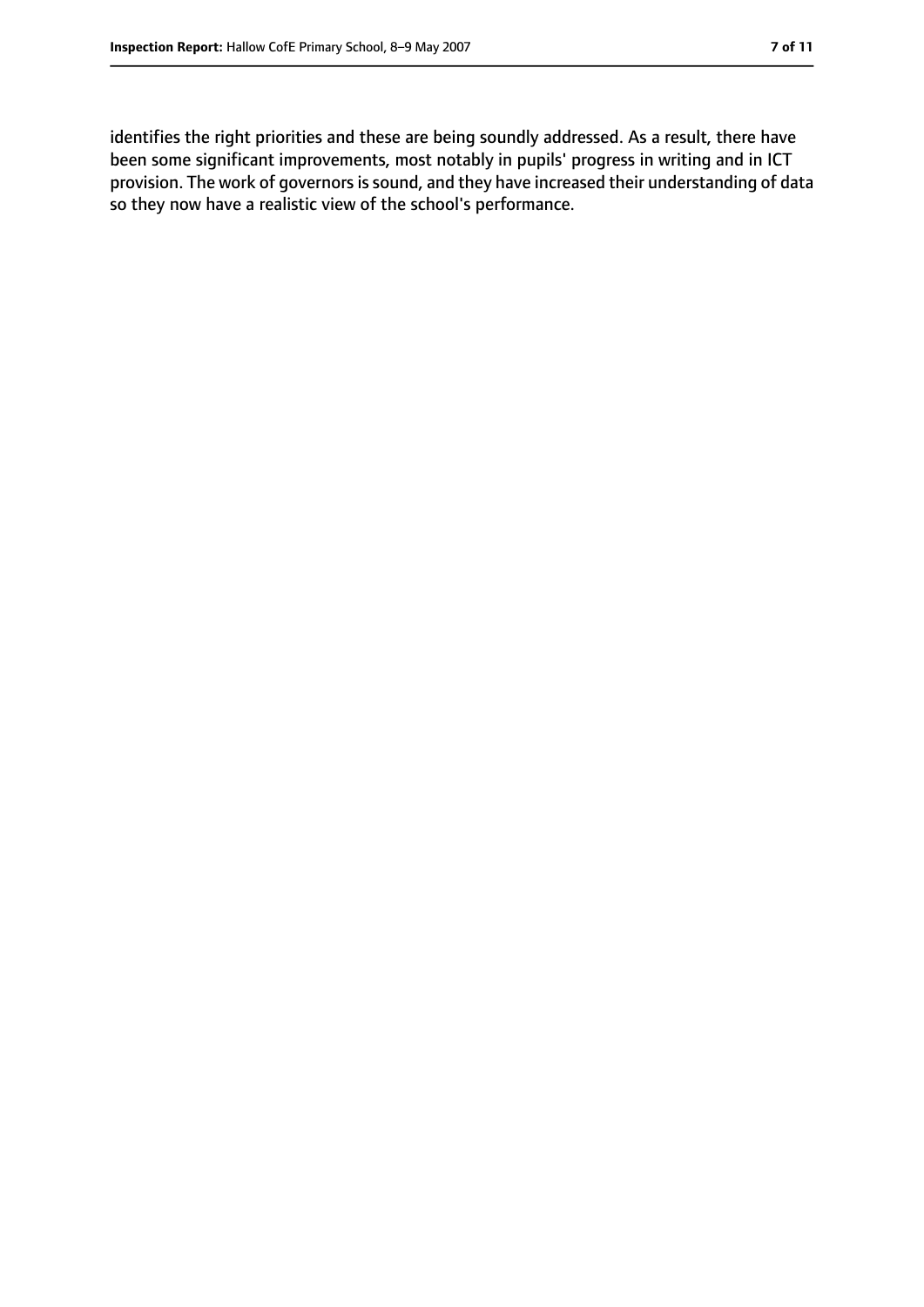identifies the right priorities and these are being soundly addressed. As a result, there have been some significant improvements, most notably in pupils' progress in writing and in ICT provision. The work of governors is sound, and they have increased their understanding of data so they now have a realistic view of the school's performance.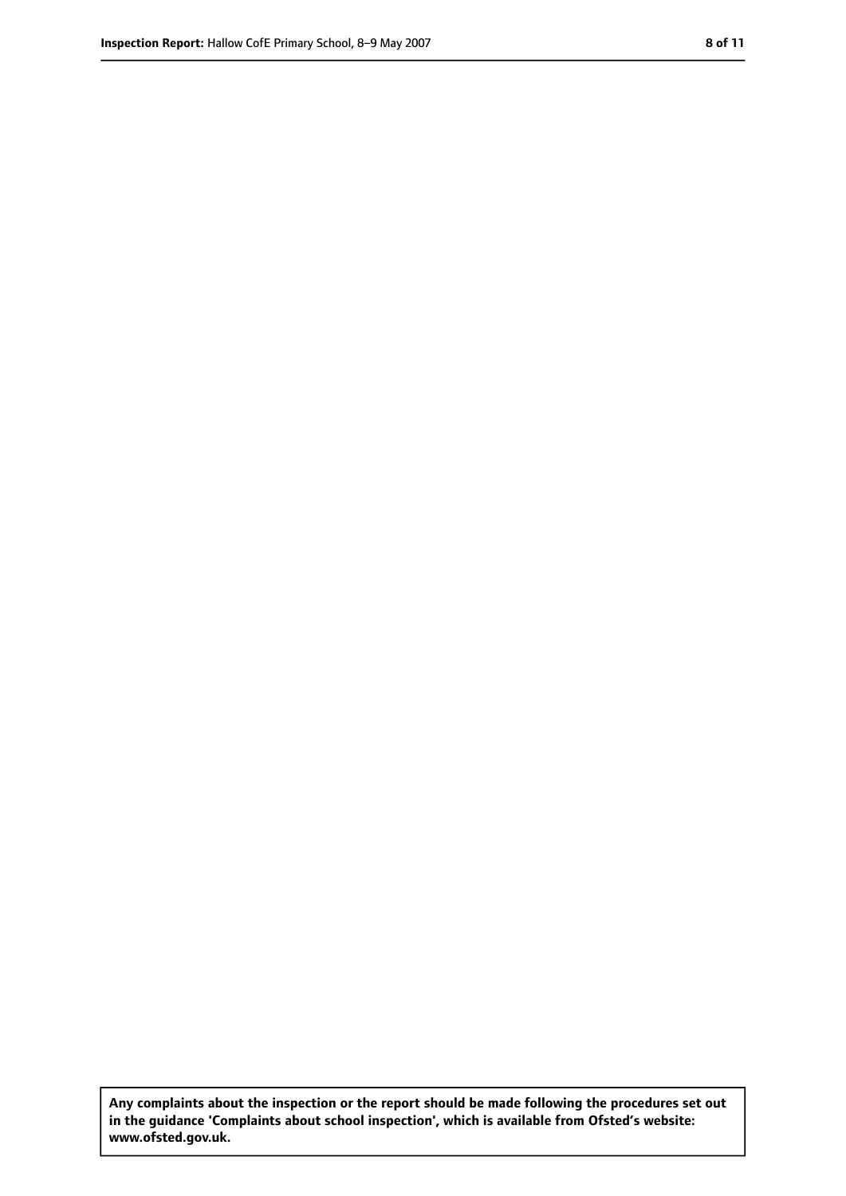**Any complaints about the inspection or the report should be made following the procedures set out in the guidance 'Complaints about school inspection', which is available from Ofsted's website: www.ofsted.gov.uk.**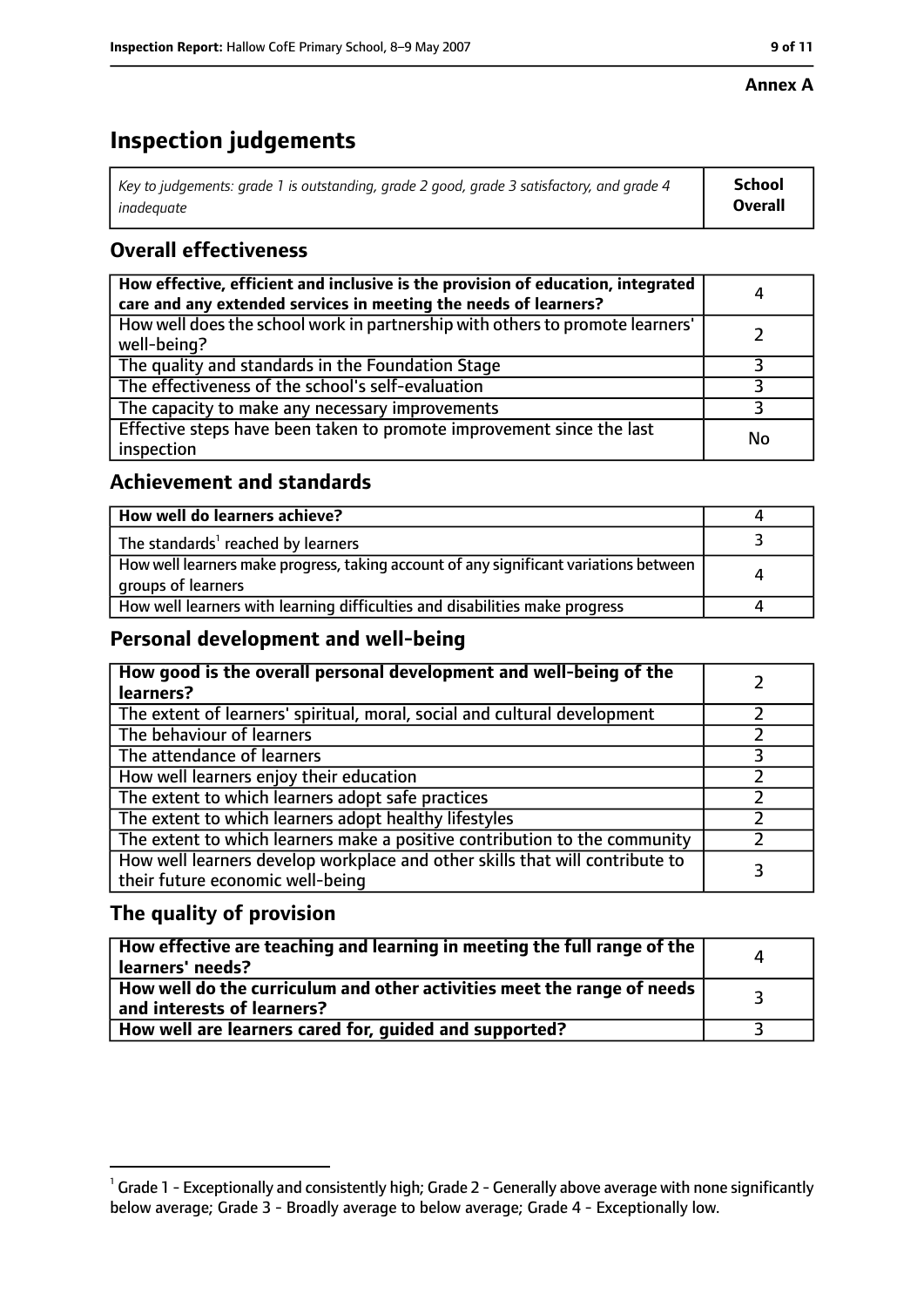**Annex A**

# Inspection judgements

| *Key to judgements: grade 1 is outstanding, grade 2 good, grade 3 satisfactory, and grade 4 inadequate* | **School Overall** |
|---|---|

## Overall effectiveness

| | |
|---|---|
| **How effective, efficient and inclusive is the provision of education, integrated care and any extended services in meeting the needs of learners?** | 4 |
| How well does the school work in partnership with others to promote learners' well-being? | 2 |
| The quality and standards in the Foundation Stage | 3 |
| The effectiveness of the school's self-evaluation | 3 |
| The capacity to make any necessary improvements | 3 |
| Effective steps have been taken to promote improvement since the last inspection | No |

## Achievement and standards

| | |
|---|---|
| **How well do learners achieve?** | 4 |
| The standards[1] reached by learners | 3 |
| How well learners make progress, taking account of any significant variations between groups of learners | 4 |
| How well learners with learning difficulties and disabilities make progress | 4 |

## Personal development and well-being

| | |
|---|---|
| **How good is the overall personal development and well-being of the learners?** | 2 |
| The extent of learners' spiritual, moral, social and cultural development | 2 |
| The behaviour of learners | 2 |
| The attendance of learners | 3 |
| How well learners enjoy their education | 2 |
| The extent to which learners adopt safe practices | 2 |
| The extent to which learners adopt healthy lifestyles | 2 |
| The extent to which learners make a positive contribution to the community | 2 |
| How well learners develop workplace and other skills that will contribute to their future economic well-being | 3 |

## The quality of provision

| | |
|---|---|
| **How effective are teaching and learning in meeting the full range of the learners' needs?** | 4 |
| **How well do the curriculum and other activities meet the range of needs and interests of learners?** | 3 |
| **How well are learners cared for, guided and supported?** | 3 |

[1] Grade 1 - Exceptionally and consistently high; Grade 2 - Generally above average with none significantly below average; Grade 3 - Broadly average to below average; Grade 4 - Exceptionally low.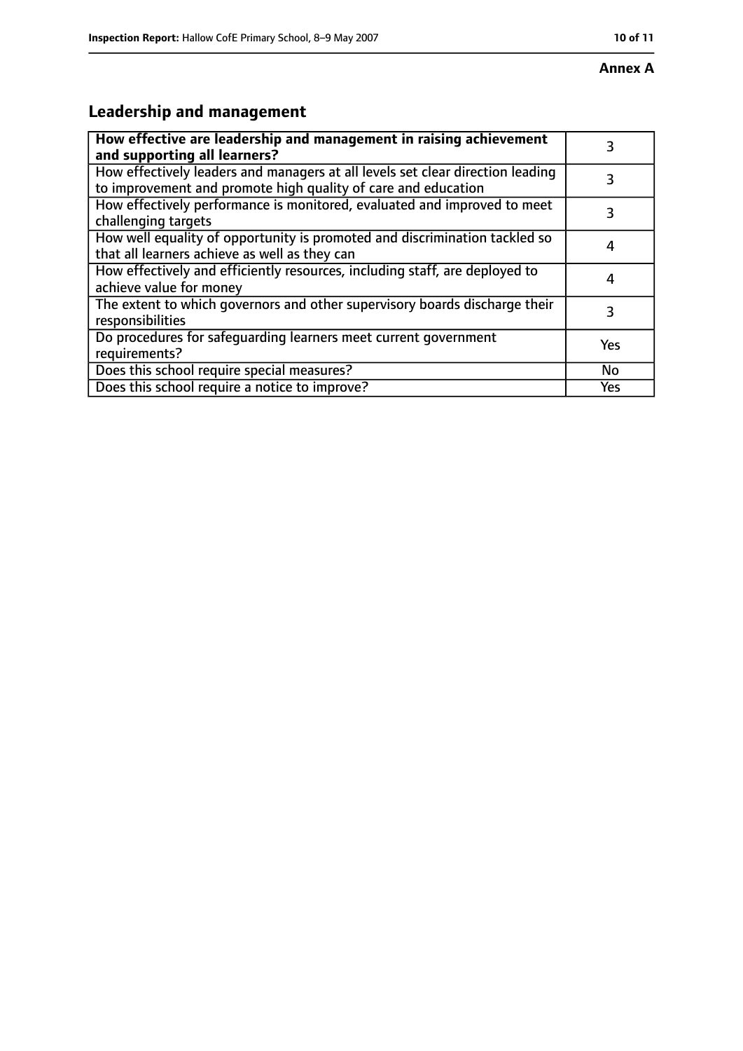**Annex A**

## Leadership and management

| **How effective are leadership and management in raising achievement and supporting all learners?** | 3 |
|---|---|
| How effectively leaders and managers at all levels set clear direction leading to improvement and promote high quality of care and education | 3 |
| How effectively performance is monitored, evaluated and improved to meet challenging targets | 3 |
| How well equality of opportunity is promoted and discrimination tackled so that all learners achieve as well as they can | 4 |
| How effectively and efficiently resources, including staff, are deployed to achieve value for money | 4 |
| The extent to which governors and other supervisory boards discharge their responsibilities | 3 |
| Do procedures for safeguarding learners meet current government requirements? | Yes |
| Does this school require special measures? | No |
| Does this school require a notice to improve? | Yes |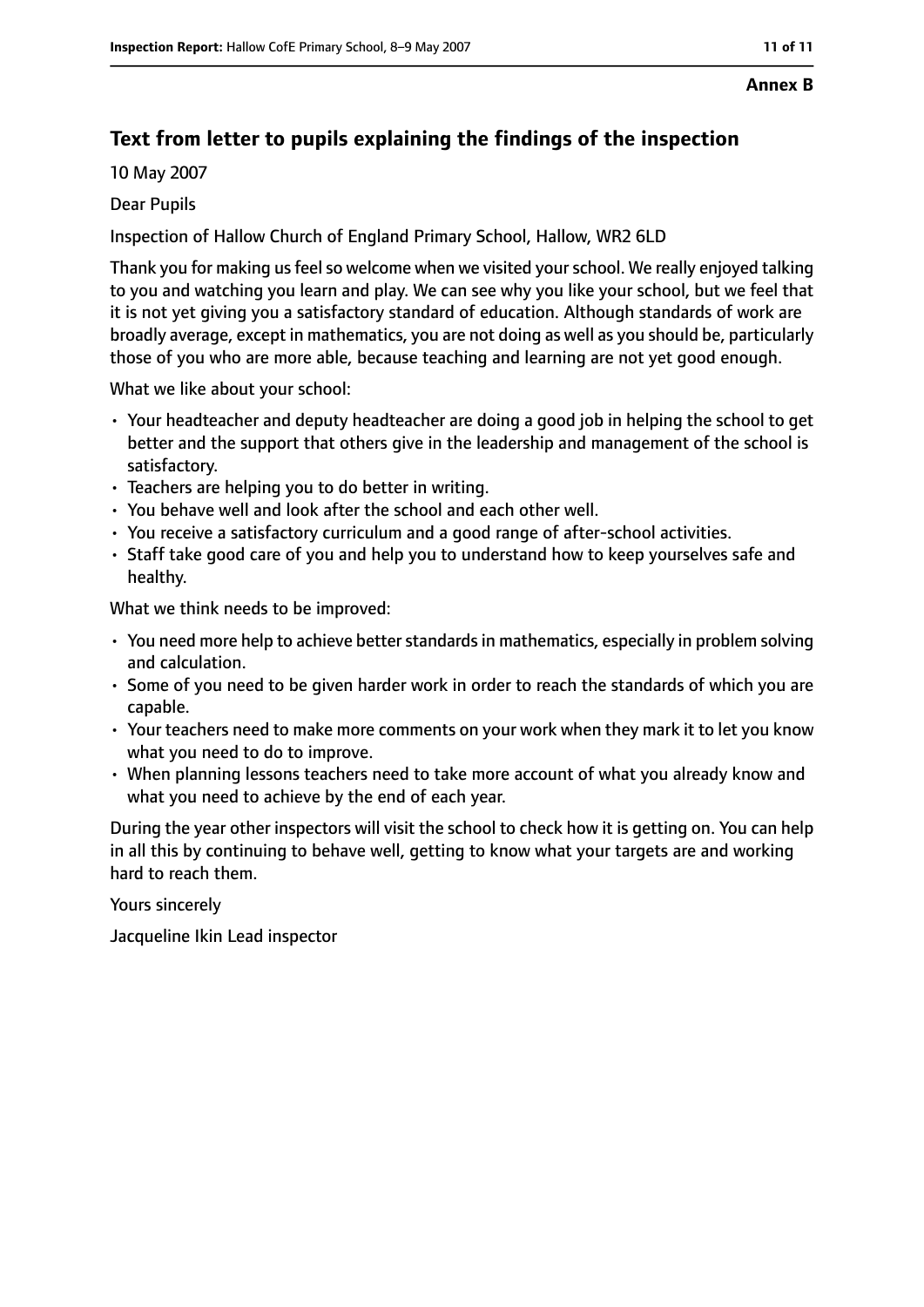**Annex B**

## Text from letter to pupils explaining the findings of the inspection

10 May 2007

Dear Pupils

Inspection of Hallow Church of England Primary School, Hallow, WR2 6LD

Thank you for making us feel so welcome when we visited your school. We really enjoyed talking to you and watching you learn and play. We can see why you like your school, but we feel that it is not yet giving you a satisfactory standard of education. Although standards of work are broadly average, except in mathematics, you are not doing as well as you should be, particularly those of you who are more able, because teaching and learning are not yet good enough.

What we like about your school:

- Your headteacher and deputy headteacher are doing a good job in helping the school to get better and the support that others give in the leadership and management of the school is satisfactory.
- Teachers are helping you to do better in writing.
- You behave well and look after the school and each other well.
- You receive a satisfactory curriculum and a good range of after-school activities.
- Staff take good care of you and help you to understand how to keep yourselves safe and healthy.

What we think needs to be improved:

- You need more help to achieve better standards in mathematics, especially in problem solving and calculation.
- Some of you need to be given harder work in order to reach the standards of which you are capable.
- Your teachers need to make more comments on your work when they mark it to let you know what you need to do to improve.
- When planning lessons teachers need to take more account of what you already know and what you need to achieve by the end of each year.

During the year other inspectors will visit the school to check how it is getting on. You can help in all this by continuing to behave well, getting to know what your targets are and working hard to reach them.

Yours sincerely

Jacqueline Ikin Lead inspector